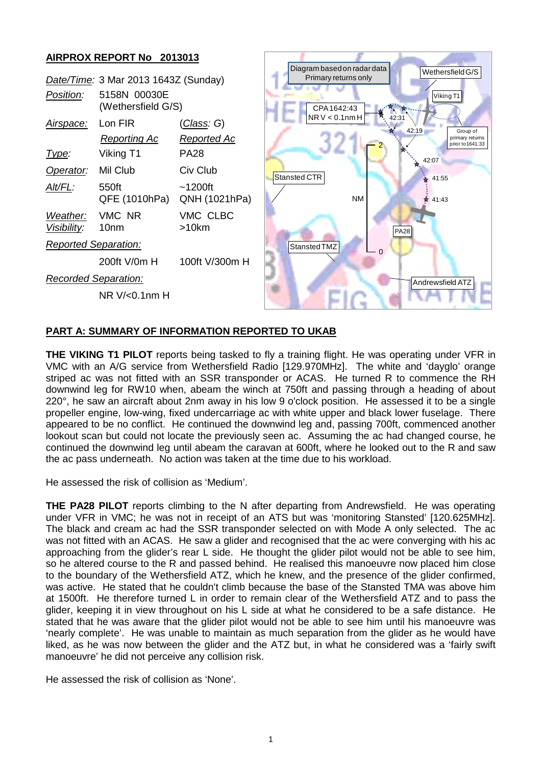## AIRPROX REPORT No 2013013

| | | |
|---|---|---|
| *Date/Time:* | 3 Mar 2013 1643Z (Sunday) | |
| *Position:* | 5158N 00030E (Wethersfield G/S) | |
| *Airspace:* | Lon FIR | (*Class*: G) |
| | *Reporting Ac* | *Reported Ac* |
| *Type:* | Viking T1 | PA28 |
| *Operator:* | Mil Club | Civ Club |
| *Alt/FL:* | 550ft QFE (1010hPa) | ~1200ft QNH (1021hPa) |
| *Weather:* | VMC NR | VMC CLBC |
| *Visibility:* | 10nm | >10km |
| *Reported Separation:* | | |
| | 200ft V/0m H | 100ft V/300m H |
| *Recorded Separation:* | | |
| | NR V/<0.1nm H | |

Diagram based on radar data
Primary returns only

CPA 1642:43
NR V < 0.1nm H

Wethersfield G/S, Viking T1, Group of primary returns prior to 1641:33, Stansted CTR, Stansted TMZ, PA28, Andrewsfield ATZ, NM, 0, 2, 42:31, 42:19, 42:07, 41:55, 41:43

## PART A: SUMMARY OF INFORMATION REPORTED TO UKAB

**THE VIKING T1 PILOT** reports being tasked to fly a training flight. He was operating under VFR in VMC with an A/G service from Wethersfield Radio [129.970MHz]. The white and 'dayglo' orange striped ac was not fitted with an SSR transponder or ACAS. He turned R to commence the RH downwind leg for RW10 when, abeam the winch at 750ft and passing through a heading of about 220°, he saw an aircraft about 2nm away in his low 9 o'clock position. He assessed it to be a single propeller engine, low-wing, fixed undercarriage ac with white upper and black lower fuselage. There appeared to be no conflict. He continued the downwind leg and, passing 700ft, commenced another lookout scan but could not locate the previously seen ac. Assuming the ac had changed course, he continued the downwind leg until abeam the caravan at 600ft, where he looked out to the R and saw the ac pass underneath. No action was taken at the time due to his workload.

He assessed the risk of collision as 'Medium'.

**THE PA28 PILOT** reports climbing to the N after departing from Andrewsfield. He was operating under VFR in VMC; he was not in receipt of an ATS but was 'monitoring Stansted' [120.625MHz]. The black and cream ac had the SSR transponder selected on with Mode A only selected. The ac was not fitted with an ACAS. He saw a glider and recognised that the ac were converging with his ac approaching from the glider's rear L side. He thought the glider pilot would not be able to see him, so he altered course to the R and passed behind. He realised this manoeuvre now placed him close to the boundary of the Wethersfield ATZ, which he knew, and the presence of the glider confirmed, was active. He stated that he couldn't climb because the base of the Stansted TMA was above him at 1500ft. He therefore turned L in order to remain clear of the Wethersfield ATZ and to pass the glider, keeping it in view throughout on his L side at what he considered to be a safe distance. He stated that he was aware that the glider pilot would not be able to see him until his manoeuvre was 'nearly complete'. He was unable to maintain as much separation from the glider as he would have liked, as he was now between the glider and the ATZ but, in what he considered was a 'fairly swift manoeuvre' he did not perceive any collision risk.

He assessed the risk of collision as 'None'.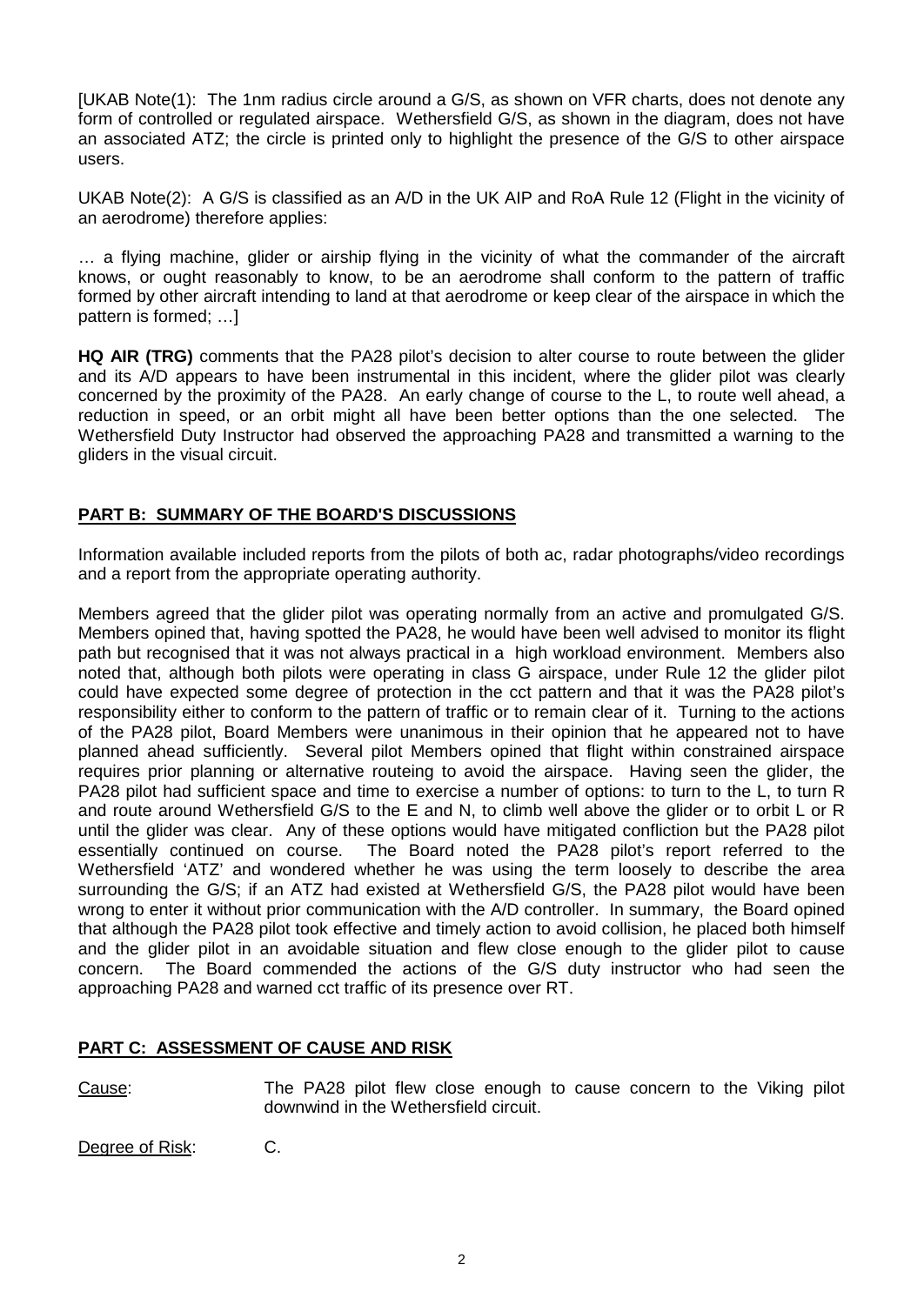[UKAB Note(1): The 1nm radius circle around a G/S, as shown on VFR charts, does not denote any form of controlled or regulated airspace. Wethersfield G/S, as shown in the diagram, does not have an associated ATZ; the circle is printed only to highlight the presence of the G/S to other airspace users.

UKAB Note(2): A G/S is classified as an A/D in the UK AIP and RoA Rule 12 (Flight in the vicinity of an aerodrome) therefore applies:

… a flying machine, glider or airship flying in the vicinity of what the commander of the aircraft knows, or ought reasonably to know, to be an aerodrome shall conform to the pattern of traffic formed by other aircraft intending to land at that aerodrome or keep clear of the airspace in which the pattern is formed; …]

**HQ AIR (TRG)** comments that the PA28 pilot's decision to alter course to route between the glider and its A/D appears to have been instrumental in this incident, where the glider pilot was clearly concerned by the proximity of the PA28. An early change of course to the L, to route well ahead, a reduction in speed, or an orbit might all have been better options than the one selected. The Wethersfield Duty Instructor had observed the approaching PA28 and transmitted a warning to the gliders in the visual circuit.

## PART B: SUMMARY OF THE BOARD'S DISCUSSIONS

Information available included reports from the pilots of both ac, radar photographs/video recordings and a report from the appropriate operating authority.

Members agreed that the glider pilot was operating normally from an active and promulgated G/S. Members opined that, having spotted the PA28, he would have been well advised to monitor its flight path but recognised that it was not always practical in a high workload environment. Members also noted that, although both pilots were operating in class G airspace, under Rule 12 the glider pilot could have expected some degree of protection in the cct pattern and that it was the PA28 pilot's responsibility either to conform to the pattern of traffic or to remain clear of it. Turning to the actions of the PA28 pilot, Board Members were unanimous in their opinion that he appeared not to have planned ahead sufficiently. Several pilot Members opined that flight within constrained airspace requires prior planning or alternative routeing to avoid the airspace. Having seen the glider, the PA28 pilot had sufficient space and time to exercise a number of options: to turn to the L, to turn R and route around Wethersfield G/S to the E and N, to climb well above the glider or to orbit L or R until the glider was clear. Any of these options would have mitigated confliction but the PA28 pilot essentially continued on course. The Board noted the PA28 pilot's report referred to the Wethersfield 'ATZ' and wondered whether he was using the term loosely to describe the area surrounding the G/S; if an ATZ had existed at Wethersfield G/S, the PA28 pilot would have been wrong to enter it without prior communication with the A/D controller. In summary, the Board opined that although the PA28 pilot took effective and timely action to avoid collision, he placed both himself and the glider pilot in an avoidable situation and flew close enough to the glider pilot to cause concern. The Board commended the actions of the G/S duty instructor who had seen the approaching PA28 and warned cct traffic of its presence over RT.

## PART C: ASSESSMENT OF CAUSE AND RISK

Cause: The PA28 pilot flew close enough to cause concern to the Viking pilot downwind in the Wethersfield circuit.

Degree of Risk: C.